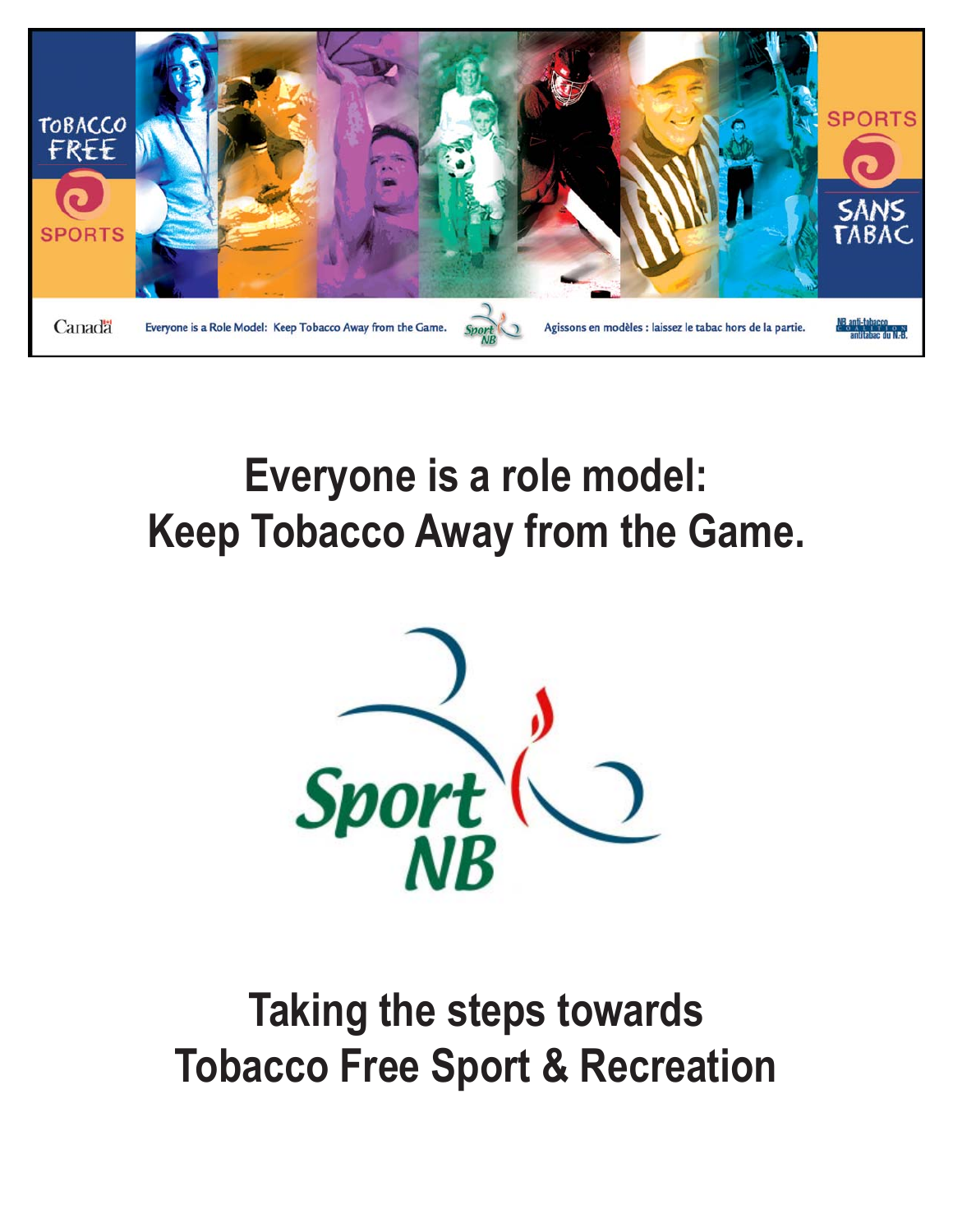TOBACCO FREE SPORTS

SPORTS SANS TABAC

Canada

Everyone is a Role Model: Keep Tobacco Away from the Game.

Agissons en modèles : laissez le tabac hors de la partie.

NB anti-tobacco coalition antitabac du N.B.

# Everyone is a role model: Keep Tobacco Away from the Game.

Sport NB

# Taking the steps towards Tobacco Free Sport & Recreation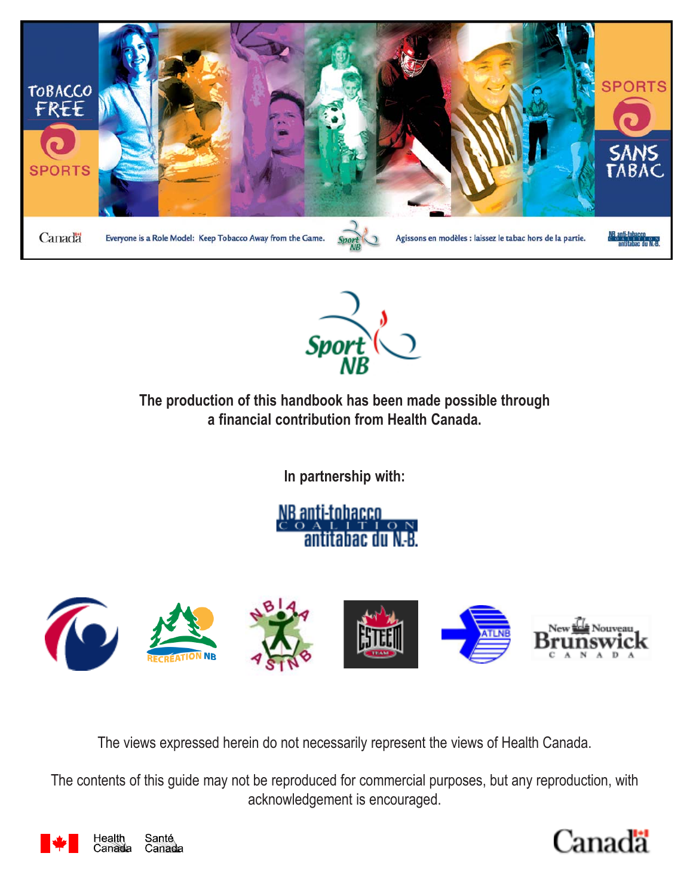TOBACCO FREE SPORTS

SPORTS SANS TABAC

Canada

Everyone is a Role Model: Keep Tobacco Away from the Game.

Agissons en modèles : laissez le tabac hors de la partie.

NB anti-tobacco COALITION antitabac du N.-B.

Sport NB

**The production of this handbook has been made possible through a financial contribution from Health Canada.**

**In partnership with:**

NB anti-tobacco COALITION antitabac du N.-B.

RECRÉATION NB

NBIAA ASINB

ESTEEM TEAM

ATLNB

New Brunswick Nouveau CANADA

The views expressed herein do not necessarily represent the views of Health Canada.

The contents of this guide may not be reproduced for commercial purposes, but any reproduction, with acknowledgement is encouraged.

Health Canada Santé Canada

Canada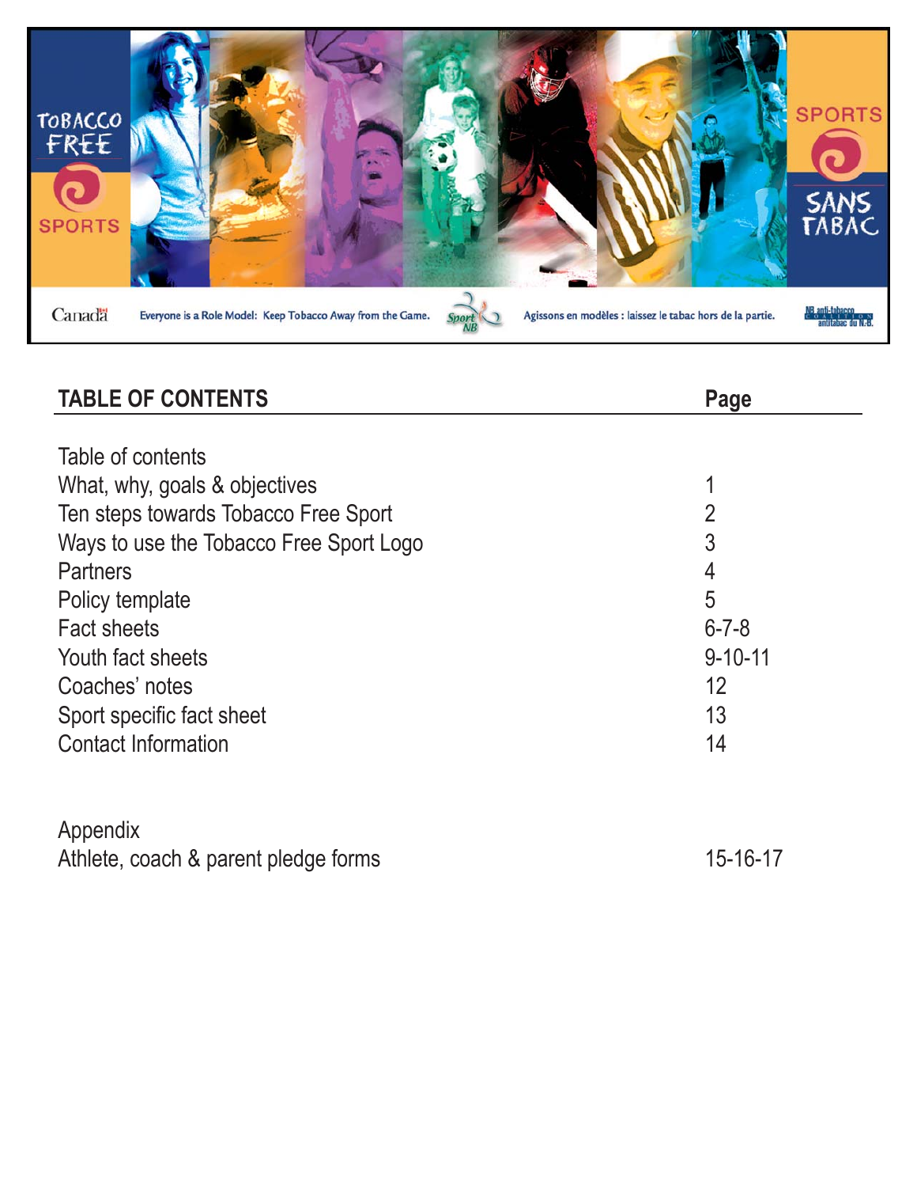TOBACCO FREE SPORTS

SPORTS SANS TABAC

Canada

Everyone is a Role Model: Keep Tobacco Away from the Game.

Sport NB

Agissons en modèles : laissez le tabac hors de la partie.

NB anti-tobacco coalition antitabac du N.B.

## TABLE OF CONTENTS

| TABLE OF CONTENTS | Page |
|---|---|
| Table of contents | |
| What, why, goals & objectives | 1 |
| Ten steps towards Tobacco Free Sport | 2 |
| Ways to use the Tobacco Free Sport Logo | 3 |
| Partners | 4 |
| Policy template | 5 |
| Fact sheets | 6-7-8 |
| Youth fact sheets | 9-10-11 |
| Coaches' notes | 12 |
| Sport specific fact sheet | 13 |
| Contact Information | 14 |
| | |
| Appendix | |
| Athlete, coach & parent pledge forms | 15-16-17 |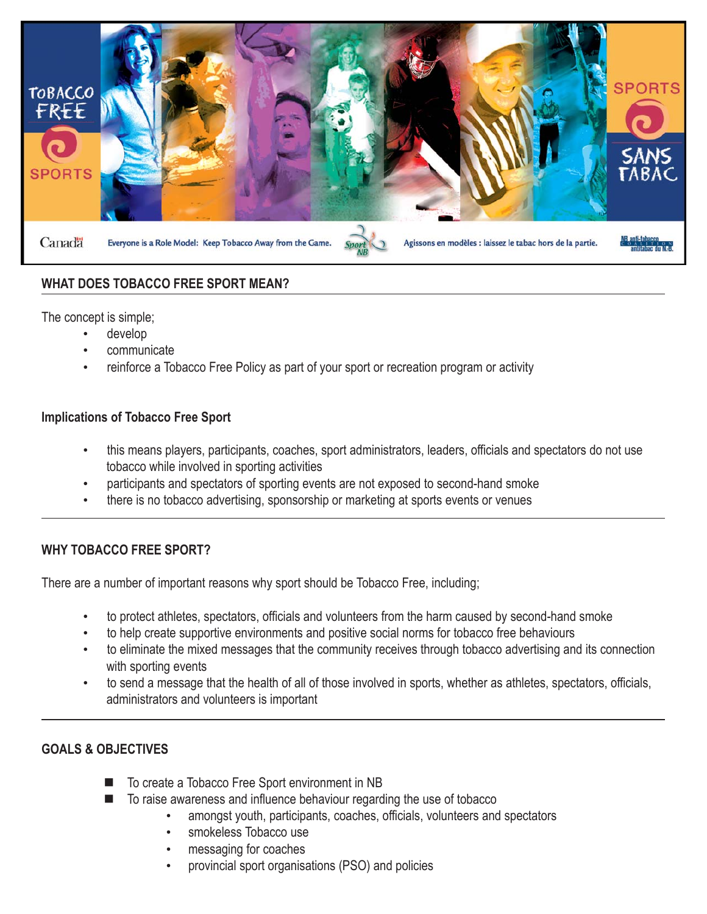## WHAT DOES TOBACCO FREE SPORT MEAN?

The concept is simple;

- develop
- communicate
- reinforce a Tobacco Free Policy as part of your sport or recreation program or activity

### Implications of Tobacco Free Sport

- this means players, participants, coaches, sport administrators, leaders, officials and spectators do not use tobacco while involved in sporting activities
- participants and spectators of sporting events are not exposed to second-hand smoke
- there is no tobacco advertising, sponsorship or marketing at sports events or venues

## WHY TOBACCO FREE SPORT?

There are a number of important reasons why sport should be Tobacco Free, including;

- to protect athletes, spectators, officials and volunteers from the harm caused by second-hand smoke
- to help create supportive environments and positive social norms for tobacco free behaviours
- to eliminate the mixed messages that the community receives through tobacco advertising and its connection with sporting events
- to send a message that the health of all of those involved in sports, whether as athletes, spectators, officials, administrators and volunteers is important

## GOALS & OBJECTIVES

- To create a Tobacco Free Sport environment in NB
- To raise awareness and influence behaviour regarding the use of tobacco
  - amongst youth, participants, coaches, officials, volunteers and spectators
  - smokeless Tobacco use
  - messaging for coaches
  - provincial sport organisations (PSO) and policies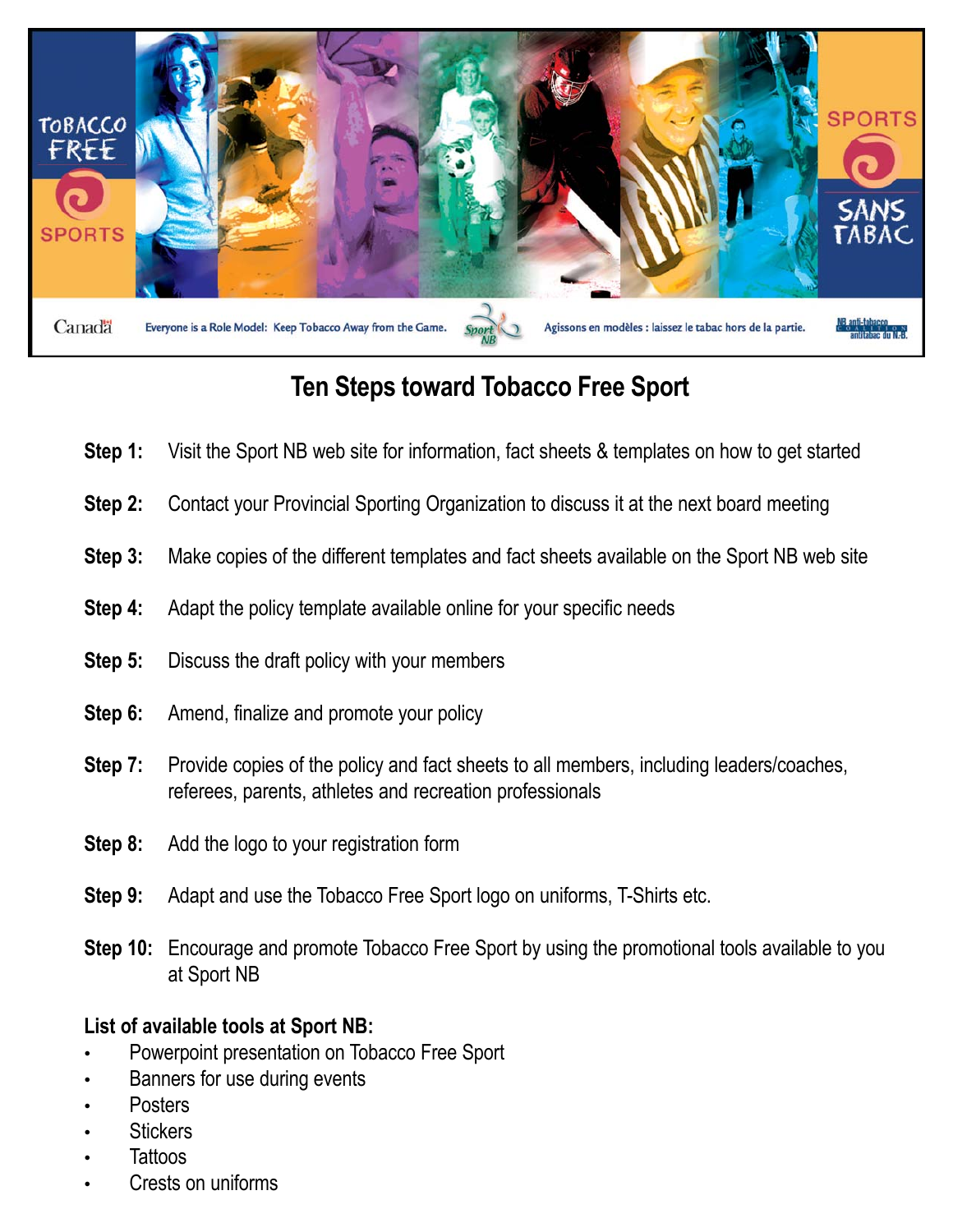TOBACCO FREE SPORTS

SPORTS SANS TABAC

Canada | Everyone is a Role Model: Keep Tobacco Away from the Game. | Sport NB | Agissons en modèles : laissez le tabac hors de la partie. | NB anti-tobacco Coalition antitabac du N.-B.

## Ten Steps toward Tobacco Free Sport

**Step 1:** Visit the Sport NB web site for information, fact sheets & templates on how to get started

**Step 2:** Contact your Provincial Sporting Organization to discuss it at the next board meeting

**Step 3:** Make copies of the different templates and fact sheets available on the Sport NB web site

**Step 4:** Adapt the policy template available online for your specific needs

**Step 5:** Discuss the draft policy with your members

**Step 6:** Amend, finalize and promote your policy

**Step 7:** Provide copies of the policy and fact sheets to all members, including leaders/coaches, referees, parents, athletes and recreation professionals

**Step 8:** Add the logo to your registration form

**Step 9:** Adapt and use the Tobacco Free Sport logo on uniforms, T-Shirts etc.

**Step 10:** Encourage and promote Tobacco Free Sport by using the promotional tools available to you at Sport NB

**List of available tools at Sport NB:**

- Powerpoint presentation on Tobacco Free Sport
- Banners for use during events
- Posters
- Stickers
- Tattoos
- Crests on uniforms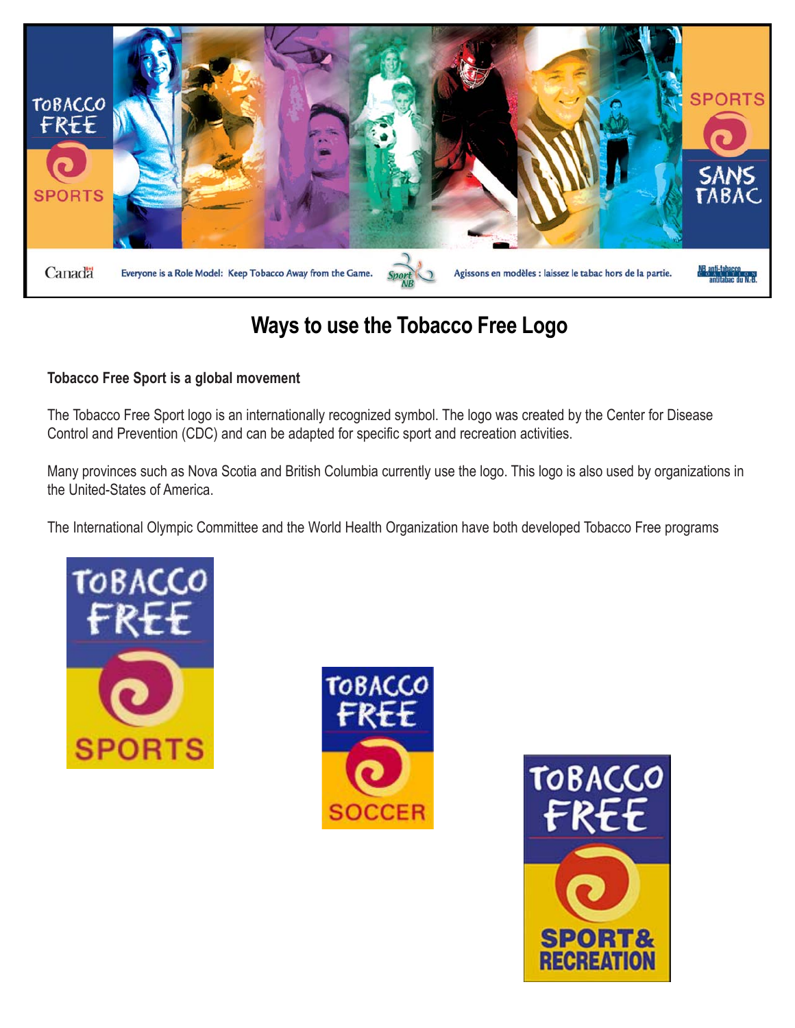# Ways to use the Tobacco Free Logo

**Tobacco Free Sport is a global movement**

The Tobacco Free Sport logo is an internationally recognized symbol. The logo was created by the Center for Disease Control and Prevention (CDC) and can be adapted for specific sport and recreation activities.

Many provinces such as Nova Scotia and British Columbia currently use the logo. This logo is also used by organizations in the United-States of America.

The International Olympic Committee and the World Health Organization have both developed Tobacco Free programs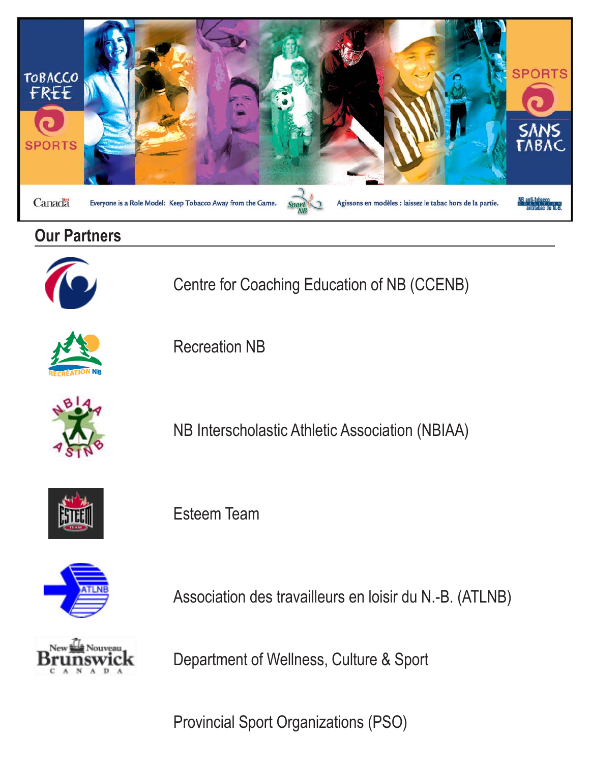TOBACCO FREE SPORTS

SPORTS SANS TABAC

Canada — Everyone is a Role Model: Keep Tobacco Away from the Game. — Sport NB — Agissons en modèles : laissez le tabac hors de la partie. — NB anti-tobacco coalition antitabac du N.-B.

## Our Partners

- Centre for Coaching Education of NB (CCENB)
- Recreation NB
- NB Interscholastic Athletic Association (NBIAA)
- Esteem Team
- Association des travailleurs en loisir du N.-B. (ATLNB)
- Department of Wellness, Culture & Sport
- Provincial Sport Organizations (PSO)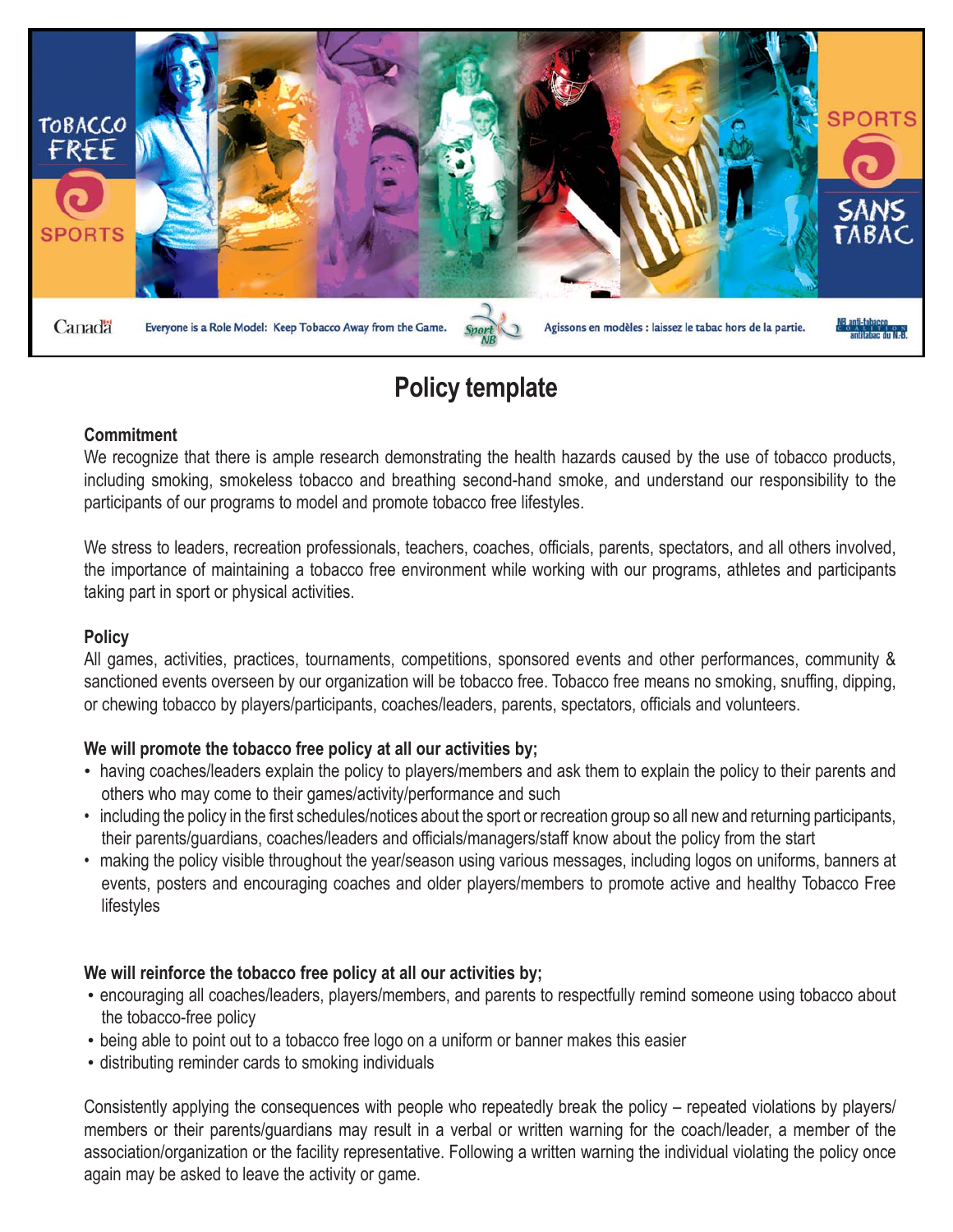TOBACCO FREE SPORTS

SPORTS SANS TABAC

Canada

Everyone is a Role Model: Keep Tobacco Away from the Game.

Sport NB

Agissons en modèles : laissez le tabac hors de la partie.

NB anti-tobacco coalition antitabac du N.B.

# Policy template

**Commitment**

We recognize that there is ample research demonstrating the health hazards caused by the use of tobacco products, including smoking, smokeless tobacco and breathing second-hand smoke, and understand our responsibility to the participants of our programs to model and promote tobacco free lifestyles.

We stress to leaders, recreation professionals, teachers, coaches, officials, parents, spectators, and all others involved, the importance of maintaining a tobacco free environment while working with our programs, athletes and participants taking part in sport or physical activities.

**Policy**

All games, activities, practices, tournaments, competitions, sponsored events and other performances, community & sanctioned events overseen by our organization will be tobacco free. Tobacco free means no smoking, snuffing, dipping, or chewing tobacco by players/participants, coaches/leaders, parents, spectators, officials and volunteers.

**We will promote the tobacco free policy at all our activities by;**

- having coaches/leaders explain the policy to players/members and ask them to explain the policy to their parents and others who may come to their games/activity/performance and such
- including the policy in the first schedules/notices about the sport or recreation group so all new and returning participants, their parents/guardians, coaches/leaders and officials/managers/staff know about the policy from the start
- making the policy visible throughout the year/season using various messages, including logos on uniforms, banners at events, posters and encouraging coaches and older players/members to promote active and healthy Tobacco Free lifestyles

**We will reinforce the tobacco free policy at all our activities by;**

- encouraging all coaches/leaders, players/members, and parents to respectfully remind someone using tobacco about the tobacco-free policy
- being able to point out to a tobacco free logo on a uniform or banner makes this easier
- distributing reminder cards to smoking individuals

Consistently applying the consequences with people who repeatedly break the policy – repeated violations by players/members or their parents/guardians may result in a verbal or written warning for the coach/leader, a member of the association/organization or the facility representative. Following a written warning the individual violating the policy once again may be asked to leave the activity or game.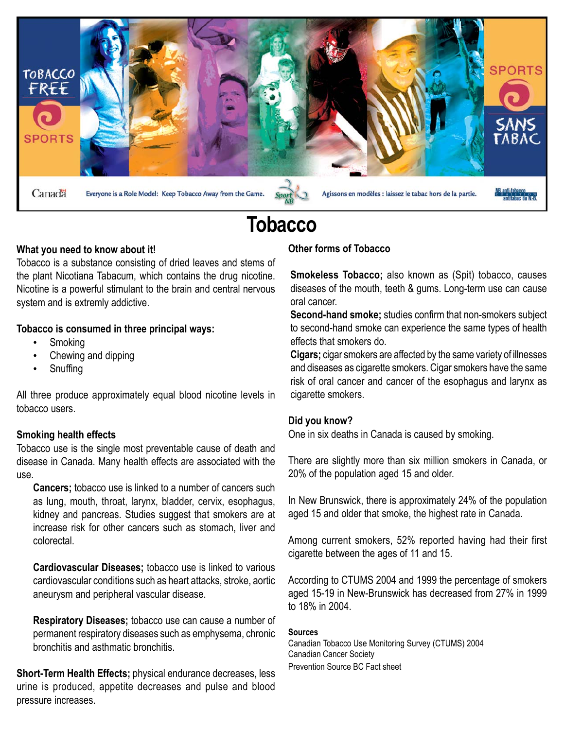TOBACCO FREE SPORTS

SPORTS SANS TABAC

Canada

Everyone is a Role Model: Keep Tobacco Away from the Game.

Sport NB

Agissons en modèles : laissez le tabac hors de la partie.

NB anti-tobacco coalition antitabac du N.B.

# Tobacco

**What you need to know about it!**

Tobacco is a substance consisting of dried leaves and stems of the plant Nicotiana Tabacum, which contains the drug nicotine. Nicotine is a powerful stimulant to the brain and central nervous system and is extremly addictive.

**Tobacco is consumed in three principal ways:**

- Smoking
- Chewing and dipping
- Snuffing

All three produce approximately equal blood nicotine levels in tobacco users.

**Smoking health effects**

Tobacco use is the single most preventable cause of death and disease in Canada. Many health effects are associated with the use.

**Cancers;** tobacco use is linked to a number of cancers such as lung, mouth, throat, larynx, bladder, cervix, esophagus, kidney and pancreas. Studies suggest that smokers are at increase risk for other cancers such as stomach, liver and colorectal.

**Cardiovascular Diseases;** tobacco use is linked to various cardiovascular conditions such as heart attacks, stroke, aortic aneurysm and peripheral vascular disease.

**Respiratory Diseases;** tobacco use can cause a number of permanent respiratory diseases such as emphysema, chronic bronchitis and asthmatic bronchitis.

**Short-Term Health Effects;** physical endurance decreases, less urine is produced, appetite decreases and pulse and blood pressure increases.

**Other forms of Tobacco**

**Smokeless Tobacco;** also known as (Spit) tobacco, causes diseases of the mouth, teeth & gums. Long-term use can cause oral cancer.

**Second-hand smoke;** studies confirm that non-smokers subject to second-hand smoke can experience the same types of health effects that smokers do.

**Cigars;** cigar smokers are affected by the same variety of illnesses and diseases as cigarette smokers. Cigar smokers have the same risk of oral cancer and cancer of the esophagus and larynx as cigarette smokers.

**Did you know?**

One in six deaths in Canada is caused by smoking.

There are slightly more than six million smokers in Canada, or 20% of the population aged 15 and older.

In New Brunswick, there is approximately 24% of the population aged 15 and older that smoke, the highest rate in Canada.

Among current smokers, 52% reported having had their first cigarette between the ages of 11 and 15.

According to CTUMS 2004 and 1999 the percentage of smokers aged 15-19 in New-Brunswick has decreased from 27% in 1999 to 18% in 2004.

**Sources**

Canadian Tobacco Use Monitoring Survey (CTUMS) 2004
Canadian Cancer Society
Prevention Source BC Fact sheet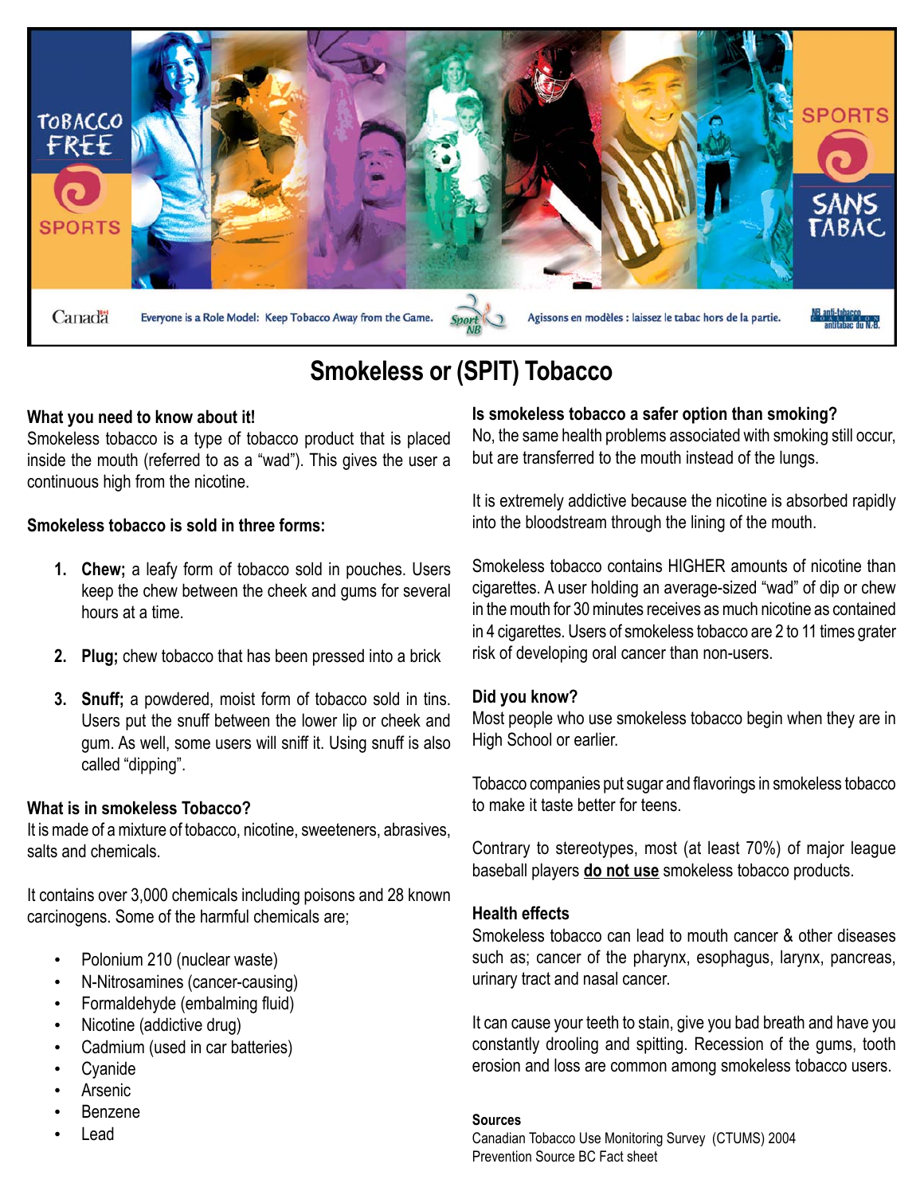TOBACCO FREE SPORTS

SPORTS SANS TABAC

Canada

Everyone is a Role Model: Keep Tobacco Away from the Game.

Sport NB

Agissons en modèles : laissez le tabac hors de la partie.

NB anti-tobacco coalition antitabac du N.B.

# Smokeless or (SPIT) Tobacco

**What you need to know about it!**

Smokeless tobacco is a type of tobacco product that is placed inside the mouth (referred to as a "wad"). This gives the user a continuous high from the nicotine.

**Smokeless tobacco is sold in three forms:**

1. **Chew;** a leafy form of tobacco sold in pouches. Users keep the chew between the cheek and gums for several hours at a time.
2. **Plug;** chew tobacco that has been pressed into a brick
3. **Snuff;** a powdered, moist form of tobacco sold in tins. Users put the snuff between the lower lip or cheek and gum. As well, some users will sniff it. Using snuff is also called "dipping".

**What is in smokeless Tobacco?**

It is made of a mixture of tobacco, nicotine, sweeteners, abrasives, salts and chemicals.

It contains over 3,000 chemicals including poisons and 28 known carcinogens. Some of the harmful chemicals are;

- Polonium 210 (nuclear waste)
- N-Nitrosamines (cancer-causing)
- Formaldehyde (embalming fluid)
- Nicotine (addictive drug)
- Cadmium (used in car batteries)
- Cyanide
- Arsenic
- Benzene
- Lead

**Is smokeless tobacco a safer option than smoking?**

No, the same health problems associated with smoking still occur, but are transferred to the mouth instead of the lungs.

It is extremely addictive because the nicotine is absorbed rapidly into the bloodstream through the lining of the mouth.

Smokeless tobacco contains HIGHER amounts of nicotine than cigarettes. A user holding an average-sized "wad" of dip or chew in the mouth for 30 minutes receives as much nicotine as contained in 4 cigarettes. Users of smokeless tobacco are 2 to 11 times grater risk of developing oral cancer than non-users.

**Did you know?**

Most people who use smokeless tobacco begin when they are in High School or earlier.

Tobacco companies put sugar and flavorings in smokeless tobacco to make it taste better for teens.

Contrary to stereotypes, most (at least 70%) of major league baseball players **do not use** smokeless tobacco products.

**Health effects**

Smokeless tobacco can lead to mouth cancer & other diseases such as; cancer of the pharynx, esophagus, larynx, pancreas, urinary tract and nasal cancer.

It can cause your teeth to stain, give you bad breath and have you constantly drooling and spitting. Recession of the gums, tooth erosion and loss are common among smokeless tobacco users.

**Sources**

Canadian Tobacco Use Monitoring Survey (CTUMS) 2004

Prevention Source BC Fact sheet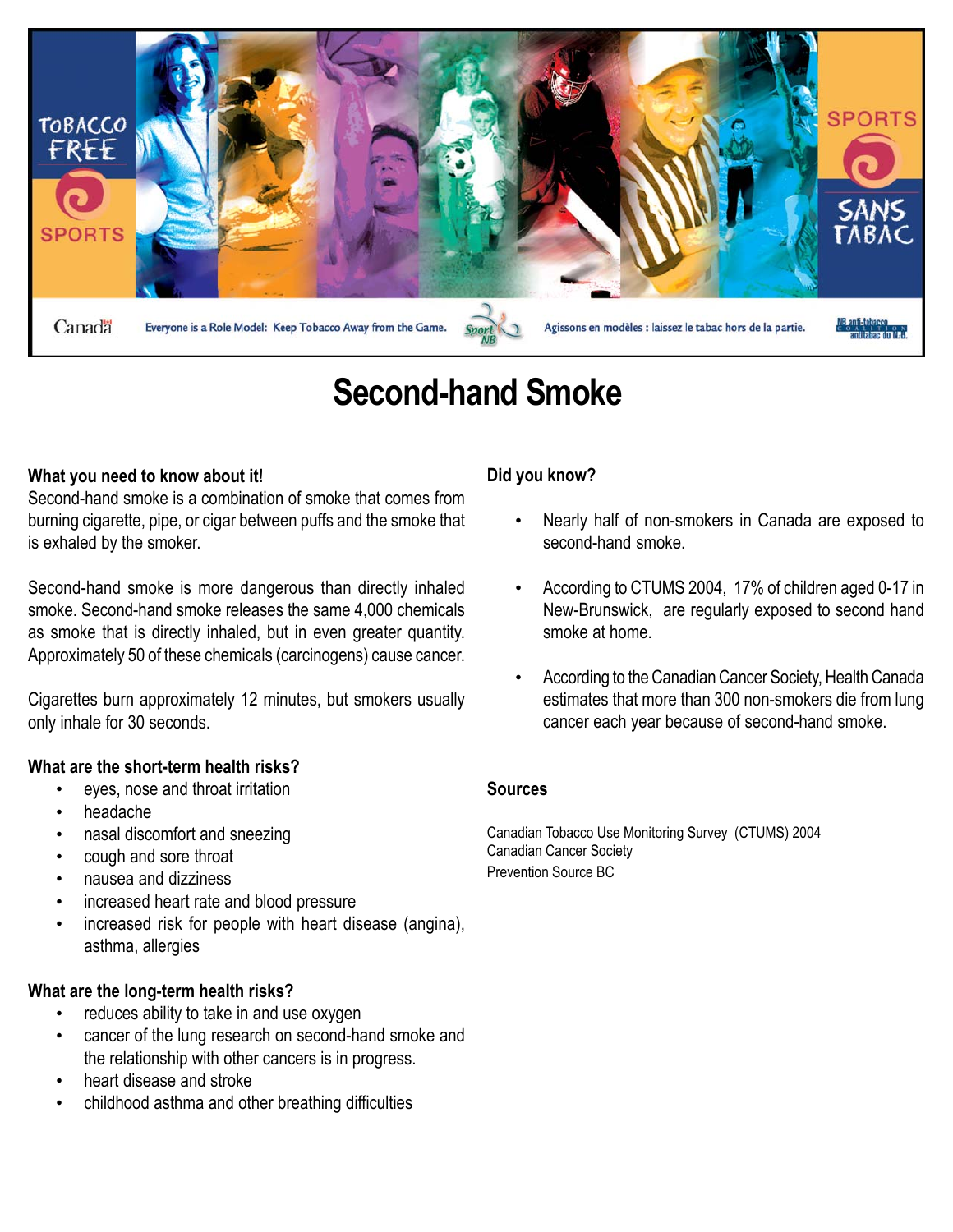TOBACCO FREE SPORTS

SPORTS SANS TABAC

Canada

Everyone is a Role Model: Keep Tobacco Away from the Game.

Sport NB

Agissons en modèles : laissez le tabac hors de la partie.

NB anti-tobacco coalition antitabac du N.B.

# Second-hand Smoke

**What you need to know about it!**

Second-hand smoke is a combination of smoke that comes from burning cigarette, pipe, or cigar between puffs and the smoke that is exhaled by the smoker.

Second-hand smoke is more dangerous than directly inhaled smoke. Second-hand smoke releases the same 4,000 chemicals as smoke that is directly inhaled, but in even greater quantity. Approximately 50 of these chemicals (carcinogens) cause cancer.

Cigarettes burn approximately 12 minutes, but smokers usually only inhale for 30 seconds.

**What are the short-term health risks?**

- eyes, nose and throat irritation
- headache
- nasal discomfort and sneezing
- cough and sore throat
- nausea and dizziness
- increased heart rate and blood pressure
- increased risk for people with heart disease (angina), asthma, allergies

**What are the long-term health risks?**

- reduces ability to take in and use oxygen
- cancer of the lung research on second-hand smoke and the relationship with other cancers is in progress.
- heart disease and stroke
- childhood asthma and other breathing difficulties

**Did you know?**

- Nearly half of non-smokers in Canada are exposed to second-hand smoke.
- According to CTUMS 2004, 17% of children aged 0-17 in New-Brunswick, are regularly exposed to second hand smoke at home.
- According to the Canadian Cancer Society, Health Canada estimates that more than 300 non-smokers die from lung cancer each year because of second-hand smoke.

**Sources**

Canadian Tobacco Use Monitoring Survey (CTUMS) 2004
Canadian Cancer Society
Prevention Source BC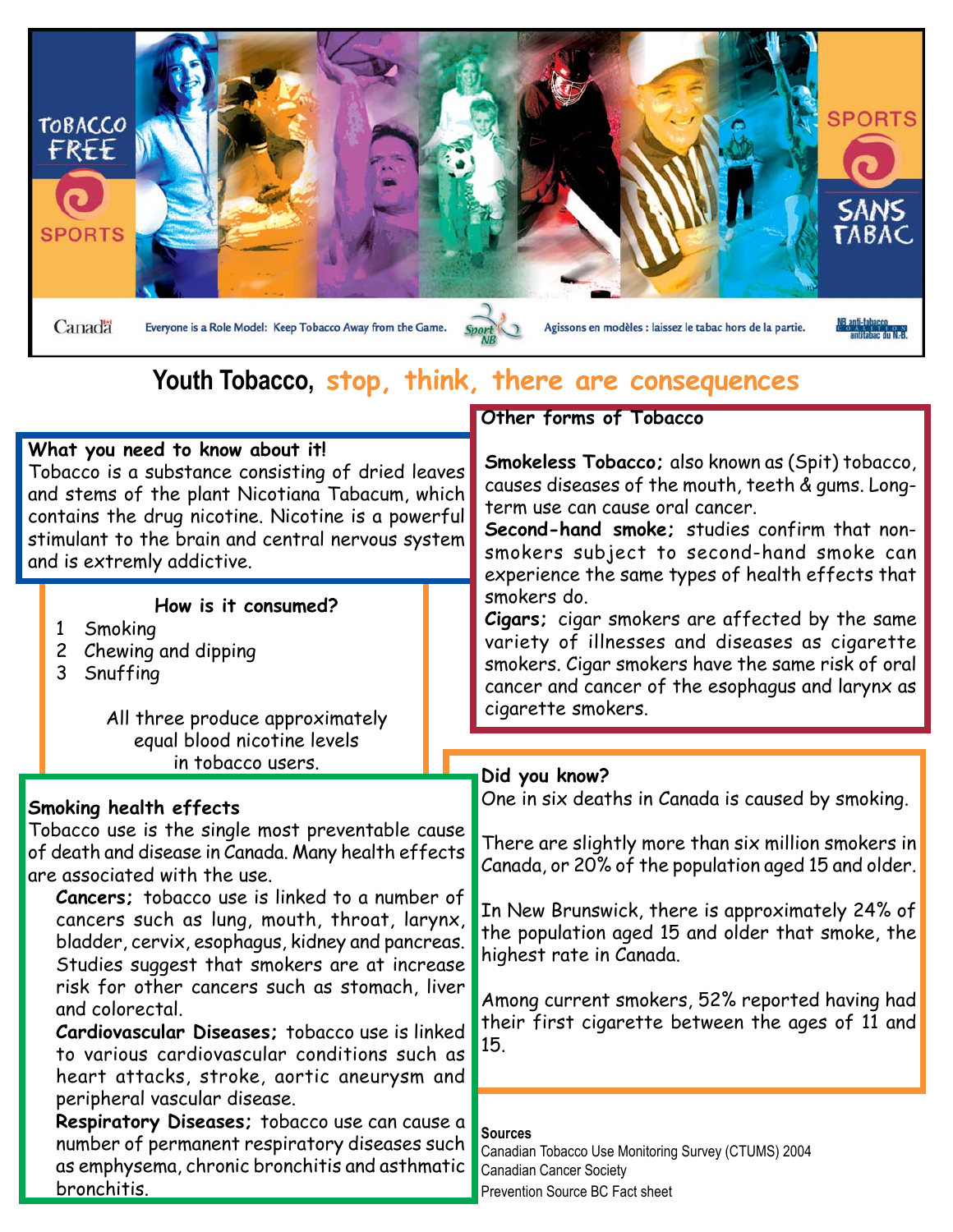TOBACCO FREE SPORTS

SPORTS SANS TABAC

Canada

Everyone is a Role Model: Keep Tobacco Away from the Game.

Sport NB

Agissons en modèles : laissez le tabac hors de la partie.

NB anti-tobacco coalition antitabac du N.-B.

# Youth Tobacco, stop, think, there are consequences

## What you need to know about it!

Tobacco is a substance consisting of dried leaves and stems of the plant Nicotiana Tabacum, which contains the drug nicotine. Nicotine is a powerful stimulant to the brain and central nervous system and is extremly addictive.

### How is it consumed?

1. Smoking
2. Chewing and dipping
3. Snuffing

All three produce approximately equal blood nicotine levels in tobacco users.

## Smoking health effects

Tobacco use is the single most preventable cause of death and disease in Canada. Many health effects are associated with the use.

**Cancers;** tobacco use is linked to a number of cancers such as lung, mouth, throat, larynx, bladder, cervix, esophagus, kidney and pancreas. Studies suggest that smokers are at increase risk for other cancers such as stomach, liver and colorectal.

**Cardiovascular Diseases;** tobacco use is linked to various cardiovascular conditions such as heart attacks, stroke, aortic aneurysm and peripheral vascular disease.

**Respiratory Diseases;** tobacco use can cause a number of permanent respiratory diseases such as emphysema, chronic bronchitis and asthmatic bronchitis.

## Other forms of Tobacco

**Smokeless Tobacco;** also known as (Spit) tobacco, causes diseases of the mouth, teeth & gums. Long-term use can cause oral cancer.

**Second-hand smoke;** studies confirm that non-smokers subject to second-hand smoke can experience the same types of health effects that smokers do.

**Cigars;** cigar smokers are affected by the same variety of illnesses and diseases as cigarette smokers. Cigar smokers have the same risk of oral cancer and cancer of the esophagus and larynx as cigarette smokers.

## Did you know?

One in six deaths in Canada is caused by smoking.

There are slightly more than six million smokers in Canada, or 20% of the population aged 15 and older.

In New Brunswick, there is approximately 24% of the population aged 15 and older that smoke, the highest rate in Canada.

Among current smokers, 52% reported having had their first cigarette between the ages of 11 and 15.

**Sources**

Canadian Tobacco Use Monitoring Survey (CTUMS) 2004
Canadian Cancer Society
Prevention Source BC Fact sheet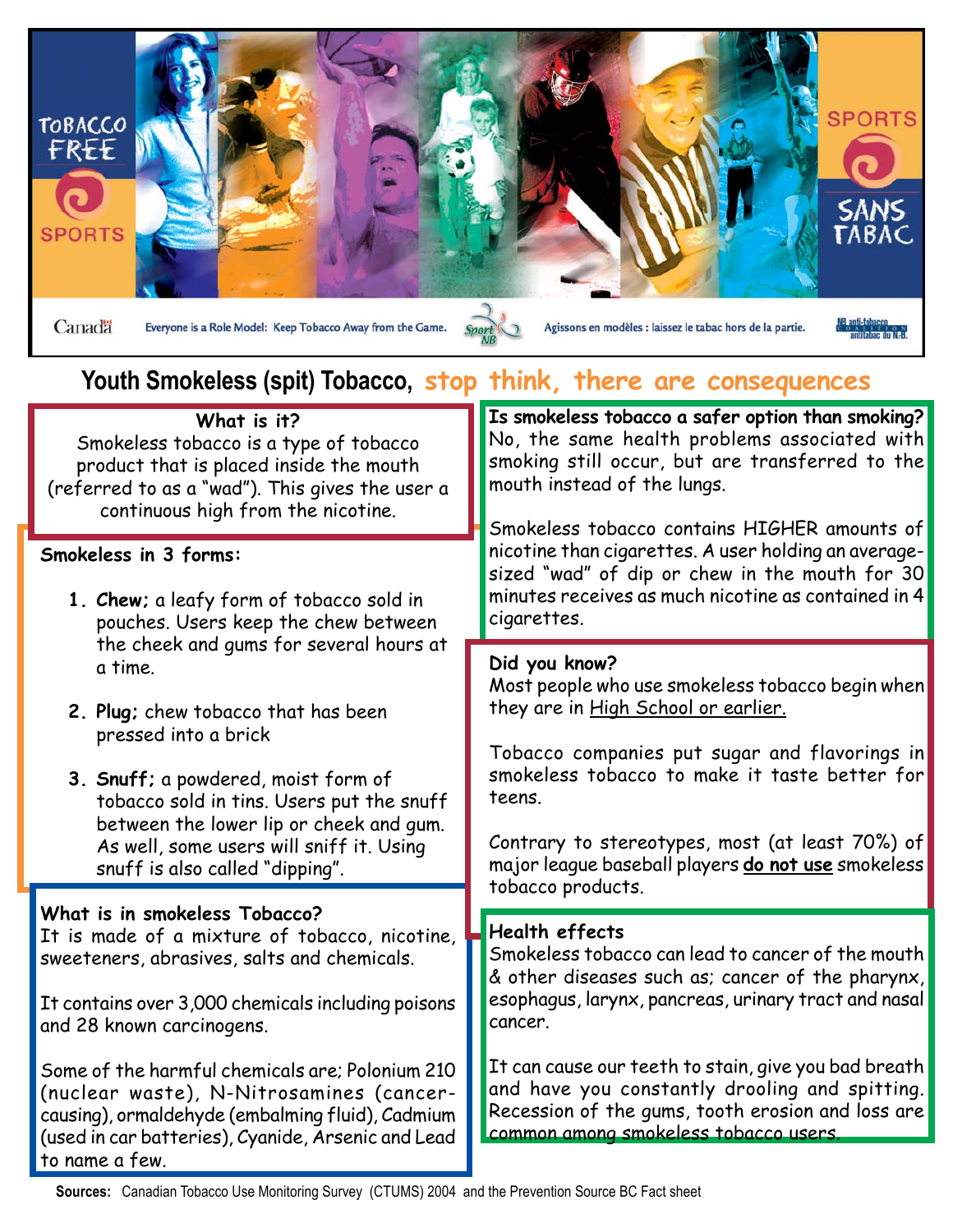TOBACCO FREE SPORTS

SPORTS SANS TABAC

Canada

Everyone is a Role Model: Keep Tobacco Away from the Game.

Sport NB

Agissons en modèles : laissez le tabac hors de la partie.

NB anti-tobacco coalition antitabac du N.-B.

# Youth Smokeless (spit) Tobacco, stop think, there are consequences

### What is it?

Smokeless tobacco is a type of tobacco product that is placed inside the mouth (referred to as a "wad"). This gives the user a continuous high from the nicotine.

**Smokeless in 3 forms:**

1. ***Chew;*** a leafy form of tobacco sold in pouches. Users keep the chew between the cheek and gums for several hours at a time.
2. ***Plug;*** chew tobacco that has been pressed into a brick
3. ***Snuff;*** a powdered, moist form of tobacco sold in tins. Users put the snuff between the lower lip or cheek and gum. As well, some users will sniff it. Using snuff is also called "dipping".

### What is in smokeless Tobacco?

It is made of a mixture of tobacco, nicotine, sweeteners, abrasives, salts and chemicals.

It contains over 3,000 chemicals including poisons and 28 known carcinogens.

Some of the harmful chemicals are; Polonium 210 (nuclear waste), N-Nitrosamines (cancer-causing), ormaldehyde (embalming fluid), Cadmium (used in car batteries), Cyanide, Arsenic and Lead to name a few.

### Is smokeless tobacco a safer option than smoking?

No, the same health problems associated with smoking still occur, but are transferred to the mouth instead of the lungs.

Smokeless tobacco contains HIGHER amounts of nicotine than cigarettes. A user holding an average-sized "wad" of dip or chew in the mouth for 30 minutes receives as much nicotine as contained in 4 cigarettes.

### Did you know?

Most people who use smokeless tobacco begin when they are in High School or earlier.

Tobacco companies put sugar and flavorings in smokeless tobacco to make it taste better for teens.

Contrary to stereotypes, most (at least 70%) of major league baseball players **do not use** smokeless tobacco products.

### Health effects

Smokeless tobacco can lead to cancer of the mouth & other diseases such as; cancer of the pharynx, esophagus, larynx, pancreas, urinary tract and nasal cancer.

It can cause our teeth to stain, give you bad breath and have you constantly drooling and spitting. Recession of the gums, tooth erosion and loss are common among smokeless tobacco users.

**Sources:** Canadian Tobacco Use Monitoring Survey (CTUMS) 2004 and the Prevention Source BC Fact sheet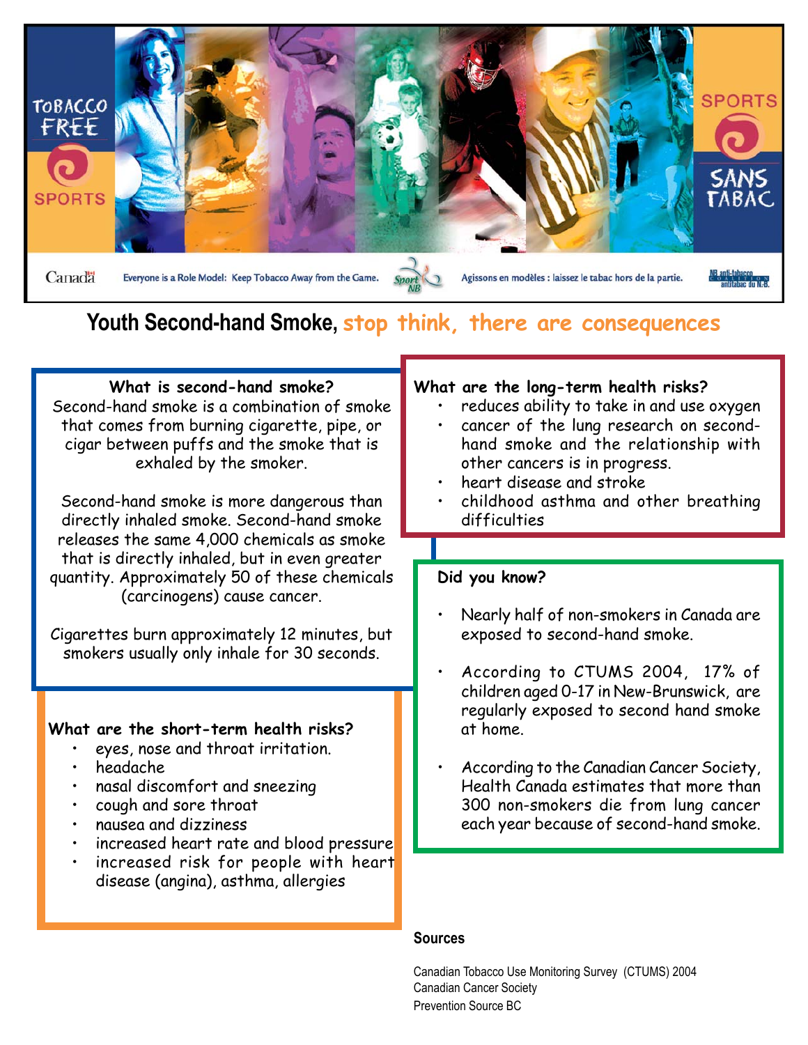TOBACCO FREE SPORTS

SPORTS SANS TABAC

Canada — Everyone is a Role Model: Keep Tobacco Away from the Game. — Sport NB — Agissons en modèles : laissez le tabac hors de la partie. — NB anti-tobacco coalition antitabac du N.B.

# Youth Second-hand Smoke, stop think, there are consequences

**What is second-hand smoke?**

Second-hand smoke is a combination of smoke that comes from burning cigarette, pipe, or cigar between puffs and the smoke that is exhaled by the smoker.

Second-hand smoke is more dangerous than directly inhaled smoke. Second-hand smoke releases the same 4,000 chemicals as smoke that is directly inhaled, but in even greater quantity. Approximately 50 of these chemicals (carcinogens) cause cancer.

Cigarettes burn approximately 12 minutes, but smokers usually only inhale for 30 seconds.

**What are the short-term health risks?**

- eyes, nose and throat irritation.
- headache
- nasal discomfort and sneezing
- cough and sore throat
- nausea and dizziness
- increased heart rate and blood pressure
- increased risk for people with heart disease (angina), asthma, allergies

**What are the long-term health risks?**

- reduces ability to take in and use oxygen
- cancer of the lung research on second-hand smoke and the relationship with other cancers is in progress.
- heart disease and stroke
- childhood asthma and other breathing difficulties

**Did you know?**

- Nearly half of non-smokers in Canada are exposed to second-hand smoke.
- According to CTUMS 2004, 17% of children aged 0-17 in New-Brunswick, are regularly exposed to second hand smoke at home.
- According to the Canadian Cancer Society, Health Canada estimates that more than 300 non-smokers die from lung cancer each year because of second-hand smoke.

**Sources**

Canadian Tobacco Use Monitoring Survey (CTUMS) 2004
Canadian Cancer Society
Prevention Source BC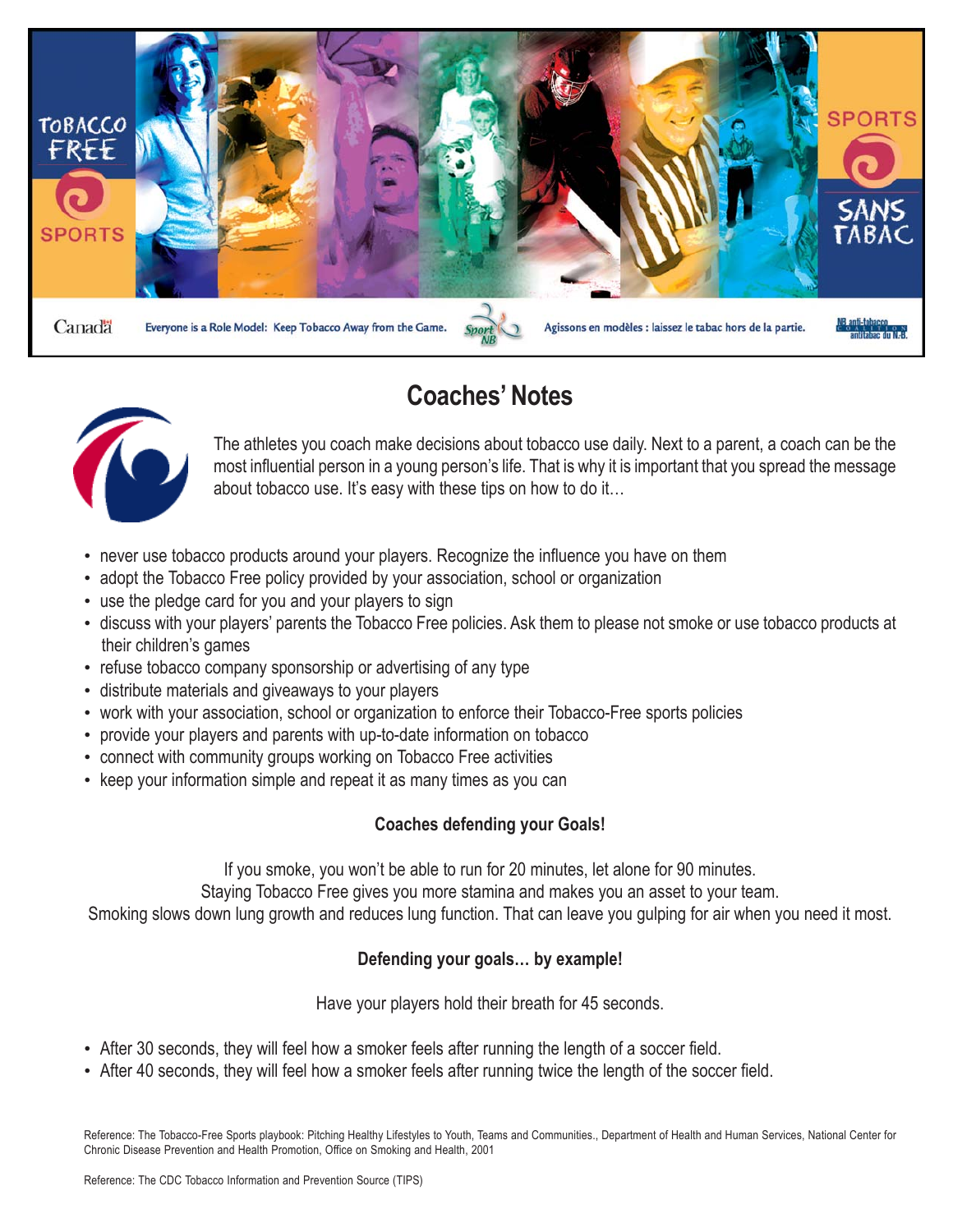TOBACCO FREE SPORTS

SPORTS SANS TABAC

Canada

Everyone is a Role Model: Keep Tobacco Away from the Game.

Sport NB

Agissons en modèles : laissez le tabac hors de la partie.

NB anti-tobacco coalition antitabac du N.B.

# Coaches' Notes

The athletes you coach make decisions about tobacco use daily. Next to a parent, a coach can be the most influential person in a young person's life. That is why it is important that you spread the message about tobacco use. It's easy with these tips on how to do it…

- never use tobacco products around your players. Recognize the influence you have on them
- adopt the Tobacco Free policy provided by your association, school or organization
- use the pledge card for you and your players to sign
- discuss with your players' parents the Tobacco Free policies. Ask them to please not smoke or use tobacco products at their children's games
- refuse tobacco company sponsorship or advertising of any type
- distribute materials and giveaways to your players
- work with your association, school or organization to enforce their Tobacco-Free sports policies
- provide your players and parents with up-to-date information on tobacco
- connect with community groups working on Tobacco Free activities
- keep your information simple and repeat it as many times as you can

### Coaches defending your Goals!

If you smoke, you won't be able to run for 20 minutes, let alone for 90 minutes.
Staying Tobacco Free gives you more stamina and makes you an asset to your team.
Smoking slows down lung growth and reduces lung function. That can leave you gulping for air when you need it most.

### Defending your goals… by example!

Have your players hold their breath for 45 seconds.

- After 30 seconds, they will feel how a smoker feels after running the length of a soccer field.
- After 40 seconds, they will feel how a smoker feels after running twice the length of the soccer field.

Reference: The Tobacco-Free Sports playbook: Pitching Healthy Lifestyles to Youth, Teams and Communities., Department of Health and Human Services, National Center for Chronic Disease Prevention and Health Promotion, Office on Smoking and Health, 2001

Reference: The CDC Tobacco Information and Prevention Source (TIPS)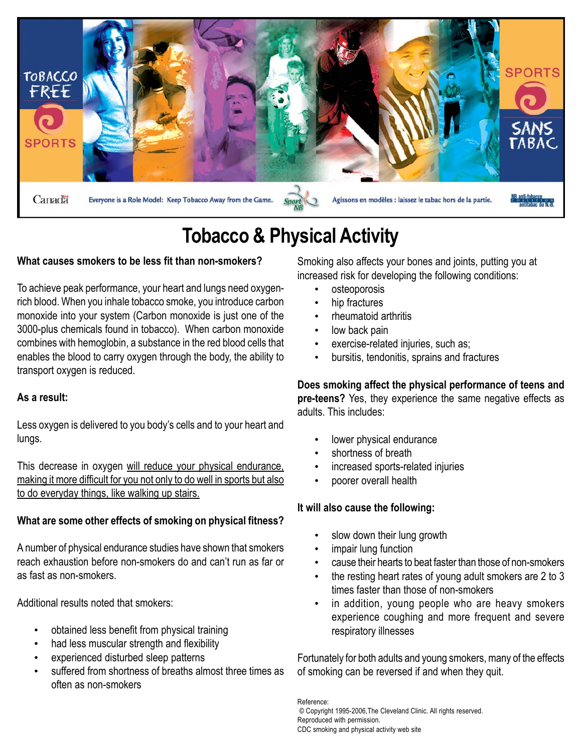TOBACCO FREE SPORTS

SPORTS SANS TABAC

Canada

Everyone is a Role Model: Keep Tobacco Away from the Game.

Sport NB

Agissons en modèles : laissez le tabac hors de la partie.

NB anti-tobacco coalition antitabac du N.B.

# Tobacco & Physical Activity

**What causes smokers to be less fit than non-smokers?**

To achieve peak performance, your heart and lungs need oxygen-rich blood. When you inhale tobacco smoke, you introduce carbon monoxide into your system (Carbon monoxide is just one of the 3000-plus chemicals found in tobacco). When carbon monoxide combines with hemoglobin, a substance in the red blood cells that enables the blood to carry oxygen through the body, the ability to transport oxygen is reduced.

**As a result:**

Less oxygen is delivered to you body's cells and to your heart and lungs.

This decrease in oxygen <u>will reduce your physical endurance, making it more difficult for you not only to do well in sports but also to do everyday things, like walking up stairs.</u>

**What are some other effects of smoking on physical fitness?**

A number of physical endurance studies have shown that smokers reach exhaustion before non-smokers do and can't run as far or as fast as non-smokers.

Additional results noted that smokers:

- obtained less benefit from physical training
- had less muscular strength and flexibility
- experienced disturbed sleep patterns
- suffered from shortness of breaths almost three times as often as non-smokers

Smoking also affects your bones and joints, putting you at increased risk for developing the following conditions:

- osteoporosis
- hip fractures
- rheumatoid arthritis
- low back pain
- exercise-related injuries, such as;
- bursitis, tendonitis, sprains and fractures

**Does smoking affect the physical performance of teens and pre-teens?** Yes, they experience the same negative effects as adults. This includes:

- lower physical endurance
- shortness of breath
- increased sports-related injuries
- poorer overall health

**It will also cause the following:**

- slow down their lung growth
- impair lung function
- cause their hearts to beat faster than those of non-smokers
- the resting heart rates of young adult smokers are 2 to 3 times faster than those of non-smokers
- in addition, young people who are heavy smokers experience coughing and more frequent and severe respiratory illnesses

Fortunately for both adults and young smokers, many of the effects of smoking can be reversed if and when they quit.

Reference:
© Copyright 1995-2006,The Cleveland Clinic. All rights reserved.
Reproduced with permission.
CDC smoking and physical activity web site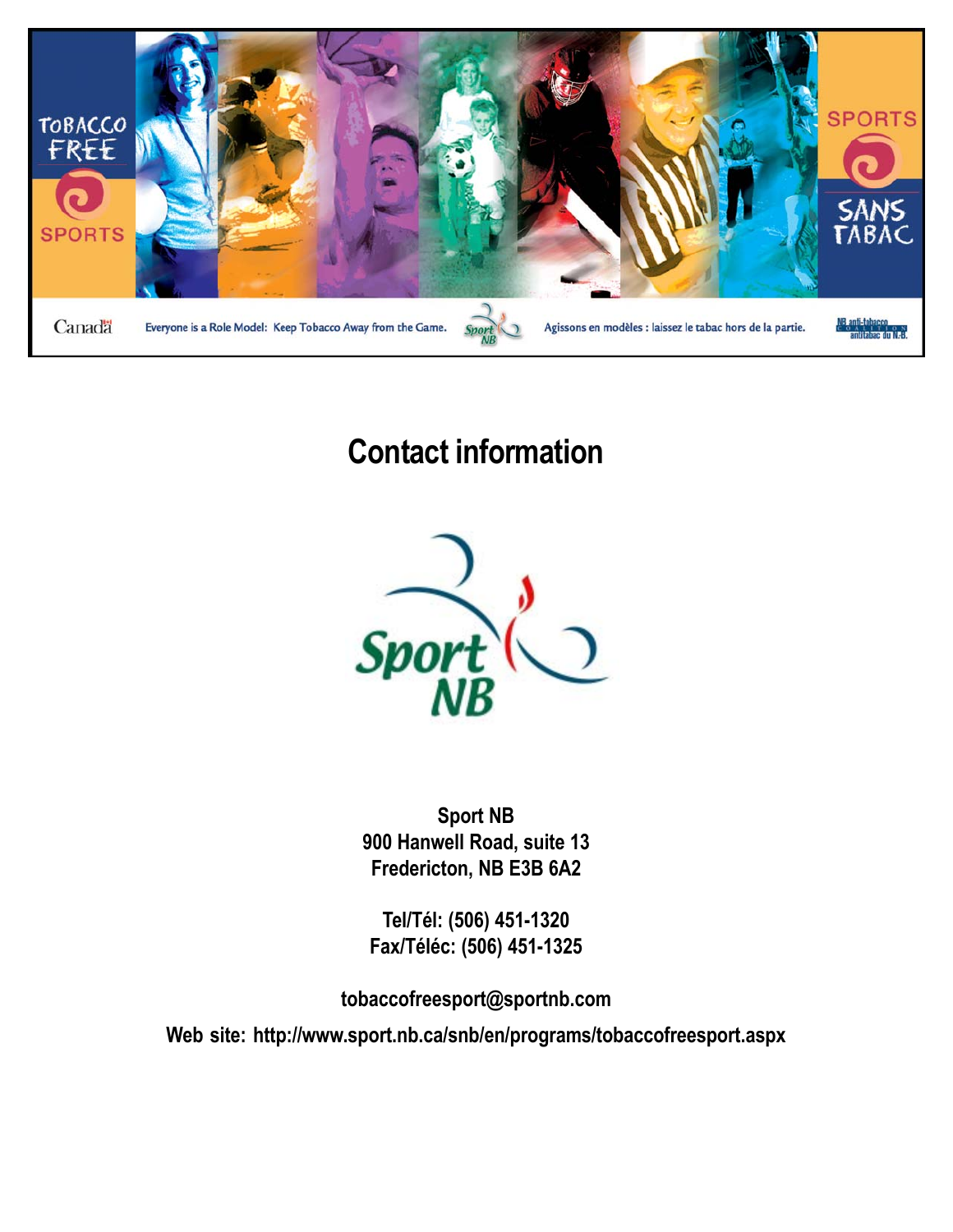Canada

Everyone is a Role Model: Keep Tobacco Away from the Game.

Agissons en modèles : laissez le tabac hors de la partie.

# Contact information

**Sport NB**
**900 Hanwell Road, suite 13**
**Fredericton, NB E3B 6A2**

**Tel/Tél: (506) 451-1320**
**Fax/Téléc: (506) 451-1325**

**tobaccofreesport@sportnb.com**

**Web site: http://www.sport.nb.ca/snb/en/programs/tobaccofreesport.aspx**